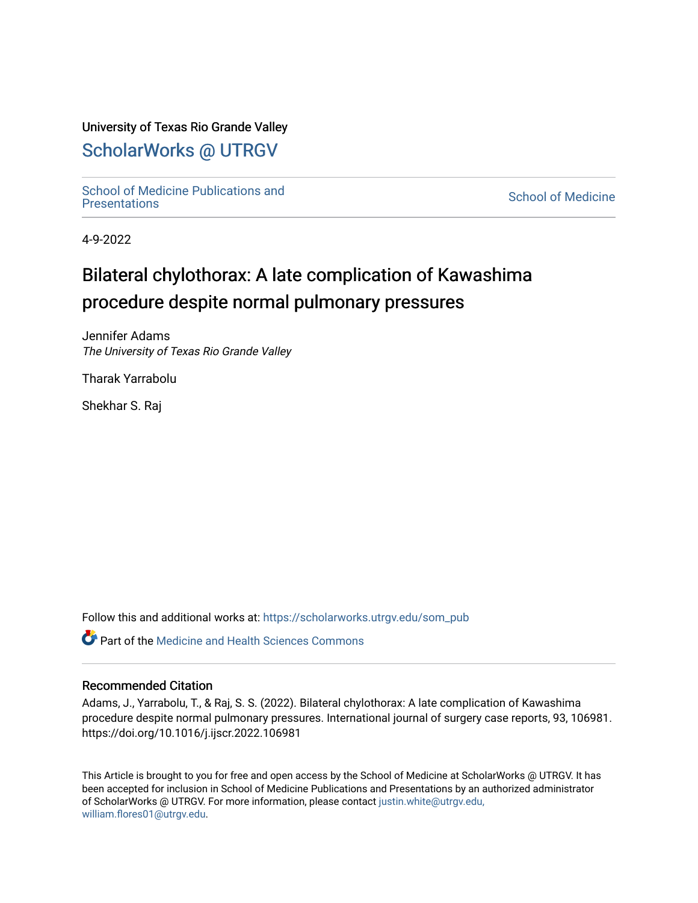University of Texas Rio Grande Valley

# ScholarWorks @ UTRGV

School of Medicine Publications and Presentations

School of Medicine

4-9-2022

# Bilateral chylothorax: A late complication of Kawashima procedure despite normal pulmonary pressures

Jennifer Adams
*The University of Texas Rio Grande Valley*

Tharak Yarrabolu

Shekhar S. Raj

Follow this and additional works at: https://scholarworks.utrgv.edu/som_pub

Part of the Medicine and Health Sciences Commons

## Recommended Citation

Adams, J., Yarrabolu, T., & Raj, S. S. (2022). Bilateral chylothorax: A late complication of Kawashima procedure despite normal pulmonary pressures. International journal of surgery case reports, 93, 106981. https://doi.org/10.1016/j.ijscr.2022.106981

This Article is brought to you for free and open access by the School of Medicine at ScholarWorks @ UTRGV. It has been accepted for inclusion in School of Medicine Publications and Presentations by an authorized administrator of ScholarWorks @ UTRGV. For more information, please contact justin.white@utrgv.edu, william.flores01@utrgv.edu.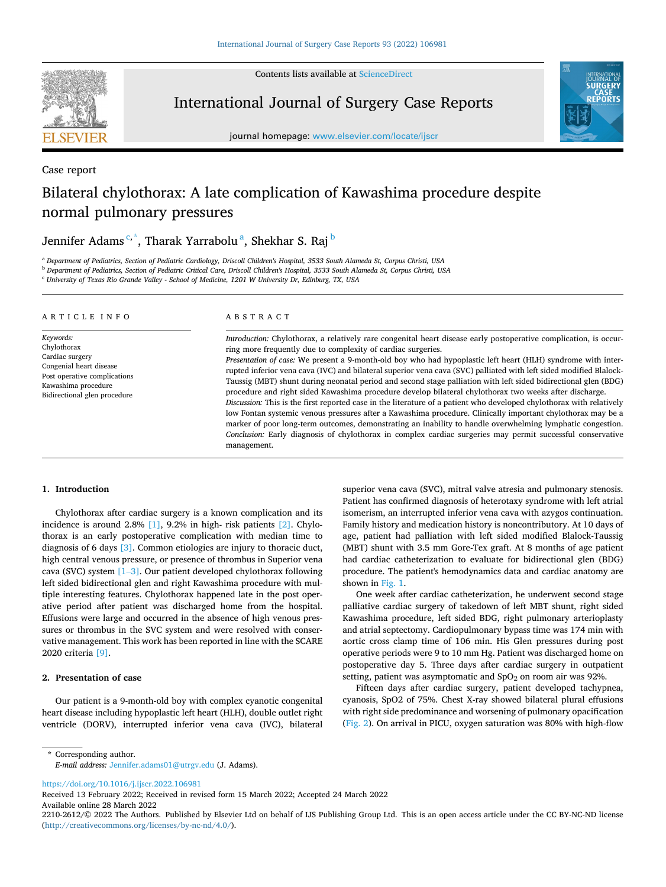Case report

# Bilateral chylothorax: A late complication of Kawashima procedure despite normal pulmonary pressures

Jennifer Adams [c,*], Tharak Yarrabolu [a], Shekhar S. Raj [b]

[a] Department of Pediatrics, Section of Pediatric Cardiology, Driscoll Children's Hospital, 3533 South Alameda St, Corpus Christi, USA
[b] Department of Pediatrics, Section of Pediatric Critical Care, Driscoll Children's Hospital, 3533 South Alameda St, Corpus Christi, USA
[c] University of Texas Rio Grande Valley - School of Medicine, 1201 W University Dr, Edinburg, TX, USA

## ARTICLE INFO

*Keywords:*
Chylothorax
Cardiac surgery
Congenital heart disease
Post operative complications
Kawashima procedure
Bidirectional glen procedure

## ABSTRACT

*Introduction:* Chylothorax, a relatively rare congenital heart disease early postoperative complication, is occurring more frequently due to complexity of cardiac surgeries.

*Presentation of case:* We present a 9-month-old boy who had hypoplastic left heart (HLH) syndrome with interrupted inferior vena cava (IVC) and bilateral superior vena cava (SVC) palliated with left sided modified Blalock-Taussig (MBT) shunt during neonatal period and second stage palliation with left sided bidirectional glen (BDG) procedure and right sided Kawashima procedure develop bilateral chylothorax two weeks after discharge.

*Discussion:* This is the first reported case in the literature of a patient who developed chylothorax with relatively low Fontan systemic venous pressures after a Kawashima procedure. Clinically important chylothorax may be a marker of poor long-term outcomes, demonstrating an inability to handle overwhelming lymphatic congestion.

*Conclusion:* Early diagnosis of chylothorax in complex cardiac surgeries may permit successful conservative management.

## 1. Introduction

Chylothorax after cardiac surgery is a known complication and its incidence is around 2.8% [1], 9.2% in high- risk patients [2]. Chylothorax is an early postoperative complication with median time to diagnosis of 6 days [3]. Common etiologies are injury to thoracic duct, high central venous pressure, or presence of thrombus in Superior vena cava (SVC) system [1–3]. Our patient developed chylothorax following left sided bidirectional glen and right Kawashima procedure with multiple interesting features. Chylothorax happened late in the post operative period after patient was discharged home from the hospital. Effusions were large and occurred in the absence of high venous pressures or thrombus in the SVC system and were resolved with conservative management. This work has been reported in line with the SCARE 2020 criteria [9].

## 2. Presentation of case

Our patient is a 9-month-old boy with complex cyanotic congenital heart disease including hypoplastic left heart (HLH), double outlet right ventricle (DORV), interrupted inferior vena cava (IVC), bilateral superior vena cava (SVC), mitral valve atresia and pulmonary stenosis. Patient has confirmed diagnosis of heterotaxy syndrome with left atrial isomerism, an interrupted inferior vena cava with azygos continuation. Family history and medication history is noncontributory. At 10 days of age, patient had palliation with left sided modified Blalock-Taussig (MBT) shunt with 3.5 mm Gore-Tex graft. At 8 months of age patient had cardiac catheterization to evaluate for bidirectional glen (BDG) procedure. The patient's hemodynamics data and cardiac anatomy are shown in Fig. 1.

One week after cardiac catheterization, he underwent second stage palliative cardiac surgery of takedown of left MBT shunt, right sided Kawashima procedure, left sided BDG, right pulmonary arterioplasty and atrial septectomy. Cardiopulmonary bypass time was 174 min with aortic cross clamp time of 106 min. His Glen pressures during post operative periods were 9 to 10 mm Hg. Patient was discharged home on postoperative day 5. Three days after cardiac surgery in outpatient setting, patient was asymptomatic and $SpO_2$ on room air was 92%.

Fifteen days after cardiac surgery, patient developed tachypnea, cyanosis, SpO2 of 75%. Chest X-ray showed bilateral plural effusions with right side predominance and worsening of pulmonary opacification (Fig. 2). On arrival in PICU, oxygen saturation was 80% with high-flow

\* Corresponding author.
*E-mail address:* Jennifer.adams01@utrgv.edu (J. Adams).

https://doi.org/10.1016/j.ijscr.2022.106981
Received 13 February 2022; Received in revised form 15 March 2022; Accepted 24 March 2022
Available online 28 March 2022
2210-2612/© 2022 The Authors. Published by Elsevier Ltd on behalf of IJS Publishing Group Ltd. This is an open access article under the CC BY-NC-ND license (http://creativecommons.org/licenses/by-nc-nd/4.0/).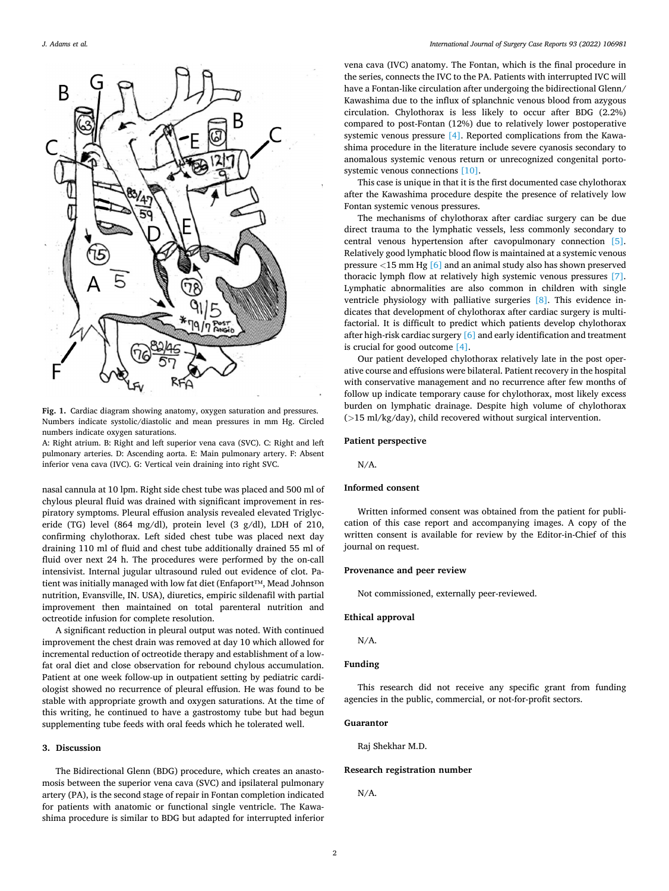Fig. 1. Cardiac diagram showing anatomy, oxygen saturation and pressures. Numbers indicate systolic/diastolic and mean pressures in mm Hg. Circled numbers indicate oxygen saturations.

A: Right atrium. B: Right and left superior vena cava (SVC). C: Right and left pulmonary arteries. D: Ascending aorta. E: Main pulmonary artery. F: Absent inferior vena cava (IVC). G: Vertical vein draining into right SVC.

nasal cannula at 10 lpm. Right side chest tube was placed and 500 ml of chylous pleural fluid was drained with significant improvement in respiratory symptoms. Pleural effusion analysis revealed elevated Triglyceride (TG) level (864 mg/dl), protein level (3 g/dl), LDH of 210, confirming chylothorax. Left sided chest tube was placed next day draining 110 ml of fluid and chest tube additionally drained 55 ml of fluid over next 24 h. The procedures were performed by the on-call intensivist. Internal jugular ultrasound ruled out evidence of clot. Patient was initially managed with low fat diet (Enfaport™, Mead Johnson nutrition, Evansville, IN. USA), diuretics, empiric sildenafil with partial improvement then maintained on total parenteral nutrition and octreotide infusion for complete resolution.

A significant reduction in pleural output was noted. With continued improvement the chest drain was removed at day 10 which allowed for incremental reduction of octreotide therapy and establishment of a low-fat oral diet and close observation for rebound chylous accumulation. Patient at one week follow-up in outpatient setting by pediatric cardiologist showed no recurrence of pleural effusion. He was found to be stable with appropriate growth and oxygen saturations. At the time of this writing, he continued to have a gastrostomy tube but had begun supplementing tube feeds with oral feeds which he tolerated well.

## 3. Discussion

The Bidirectional Glenn (BDG) procedure, which creates an anastomosis between the superior vena cava (SVC) and ipsilateral pulmonary artery (PA), is the second stage of repair in Fontan completion indicated for patients with anatomic or functional single ventricle. The Kawashima procedure is similar to BDG but adapted for interrupted inferior vena cava (IVC) anatomy. The Fontan, which is the final procedure in the series, connects the IVC to the PA. Patients with interrupted IVC will have a Fontan-like circulation after undergoing the bidirectional Glenn/Kawashima due to the influx of splanchnic venous blood from azygous circulation. Chylothorax is less likely to occur after BDG (2.2%) compared to post-Fontan (12%) due to relatively lower postoperative systemic venous pressure [4]. Reported complications from the Kawashima procedure in the literature include severe cyanosis secondary to anomalous systemic venous return or unrecognized congenital portosystemic venous connections [10].

This case is unique in that it is the first documented case chylothorax after the Kawashima procedure despite the presence of relatively low Fontan systemic venous pressures.

The mechanisms of chylothorax after cardiac surgery can be due direct trauma to the lymphatic vessels, less commonly secondary to central venous hypertension after cavopulmonary connection [5]. Relatively good lymphatic blood flow is maintained at a systemic venous pressure <15 mm Hg [6] and an animal study also has shown preserved thoracic lymph flow at relatively high systemic venous pressures [7]. Lymphatic abnormalities are also common in children with single ventricle physiology with palliative surgeries [8]. This evidence indicates that development of chylothorax after cardiac surgery is multifactorial. It is difficult to predict which patients develop chylothorax after high-risk cardiac surgery [6] and early identification and treatment is crucial for good outcome [4].

Our patient developed chylothorax relatively late in the post operative course and effusions were bilateral. Patient recovery in the hospital with conservative management and no recurrence after few months of follow up indicate temporary cause for chylothorax, most likely excess burden on lymphatic drainage. Despite high volume of chylothorax (>15 ml/kg/day), child recovered without surgical intervention.

## Patient perspective

N/A.

## Informed consent

Written informed consent was obtained from the patient for publication of this case report and accompanying images. A copy of the written consent is available for review by the Editor-in-Chief of this journal on request.

## Provenance and peer review

Not commissioned, externally peer-reviewed.

## Ethical approval

N/A.

## Funding

This research did not receive any specific grant from funding agencies in the public, commercial, or not-for-profit sectors.

## Guarantor

Raj Shekhar M.D.

## Research registration number

N/A.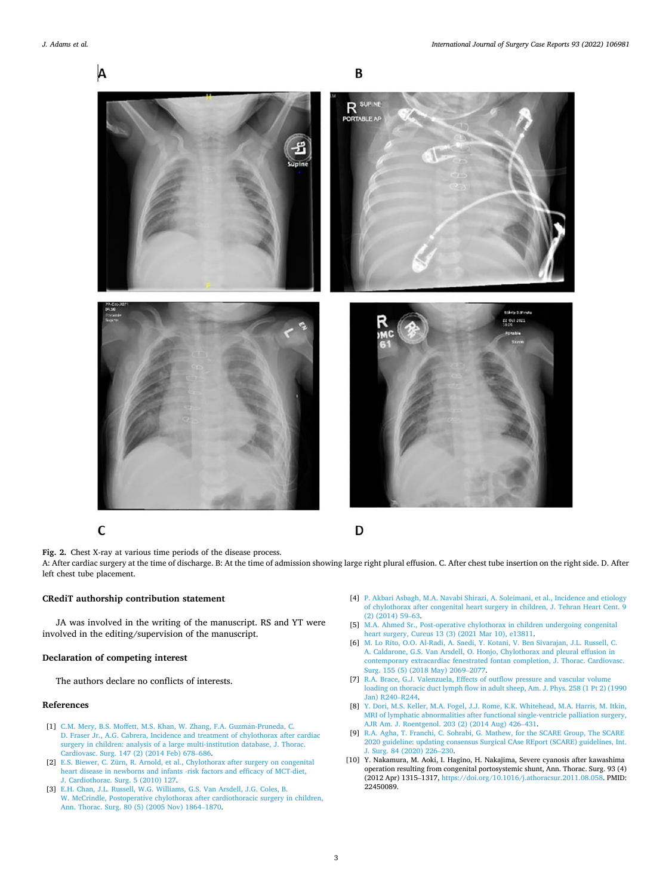A

B

C

D

**Fig. 2.** Chest X-ray at various time periods of the disease process.
A: After cardiac surgery at the time of discharge. B: At the time of admission showing large right plural effusion. C. After chest tube insertion on the right side. D. After left chest tube placement.

### CRediT authorship contribution statement

JA was involved in the writing of the manuscript. RS and YT were involved in the editing/supervision of the manuscript.

### Declaration of competing interest

The authors declare no conflicts of interests.

### References

[1] C.M. Mery, B.S. Moffett, M.S. Khan, W. Zhang, F.A. Guzmán-Pruneda, C. D. Fraser Jr., A.G. Cabrera, Incidence and treatment of chylothorax after cardiac surgery in children: analysis of a large multi-institution database, J. Thorac. Cardiovasc. Surg. 147 (2) (2014 Feb) 678–686.

[2] E.S. Biewer, C. Zürn, R. Arnold, et al., Chylothorax after surgery on congenital heart disease in newborns and infants -risk factors and efficacy of MCT-diet, J. Cardiothorac. Surg. 5 (2010) 127.

[3] E.H. Chan, J.L. Russell, W.G. Williams, G.S. Van Arsdell, J.G. Coles, B. W. McCrindle, Postoperative chylothorax after cardiothoracic surgery in children, Ann. Thorac. Surg. 80 (5) (2005 Nov) 1864–1870.

[4] P. Akbari Asbagh, M.A. Navabi Shirazi, A. Soleimani, et al., Incidence and etiology of chylothorax after congenital heart surgery in children, J. Tehran Heart Cent. 9 (2) (2014) 59–63.

[5] M.A. Ahmed Sr., Post-operative chylothorax in children undergoing congenital heart surgery, Cureus 13 (3) (2021 Mar 10), e13811.

[6] M. Lo Rito, O.O. Al-Radi, A. Saedi, Y. Kotani, V. Ben Sivarajan, J.L. Russell, C. A. Caldarone, G.S. Van Arsdell, O. Honjo, Chylothorax and pleural effusion in contemporary extracardiac fenestrated fontan completion, J. Thorac. Cardiovasc. Surg. 155 (5) (2018 May) 2069–2077.

[7] R.A. Brace, G.J. Valenzuela, Effects of outflow pressure and vascular volume loading on thoracic duct lymph flow in adult sheep, Am. J. Phys. 258 (1 Pt 2) (1990 Jan) R240–R244.

[8] Y. Dori, M.S. Keller, M.A. Fogel, J.J. Rome, K.K. Whitehead, M.A. Harris, M. Itkin, MRI of lymphatic abnormalities after functional single-ventricle palliation surgery, AJR Am. J. Roentgenol. 203 (2) (2014 Aug) 426–431.

[9] R.A. Agha, T. Franchi, C. Sohrabi, G. Mathew, for the SCARE Group, The SCARE 2020 guideline: updating consensus Surgical CAse REport (SCARE) guidelines, Int. J. Surg. 84 (2020) 226–230.

[10] Y. Nakamura, M. Aoki, I. Hagino, H. Nakajima, Severe cyanosis after kawashima operation resulting from congenital portosystemic shunt, Ann. Thorac. Surg. 93 (4) (2012 Apr) 1315–1317, https://doi.org/10.1016/j.athoracsur.2011.08.058. PMID: 22450089.